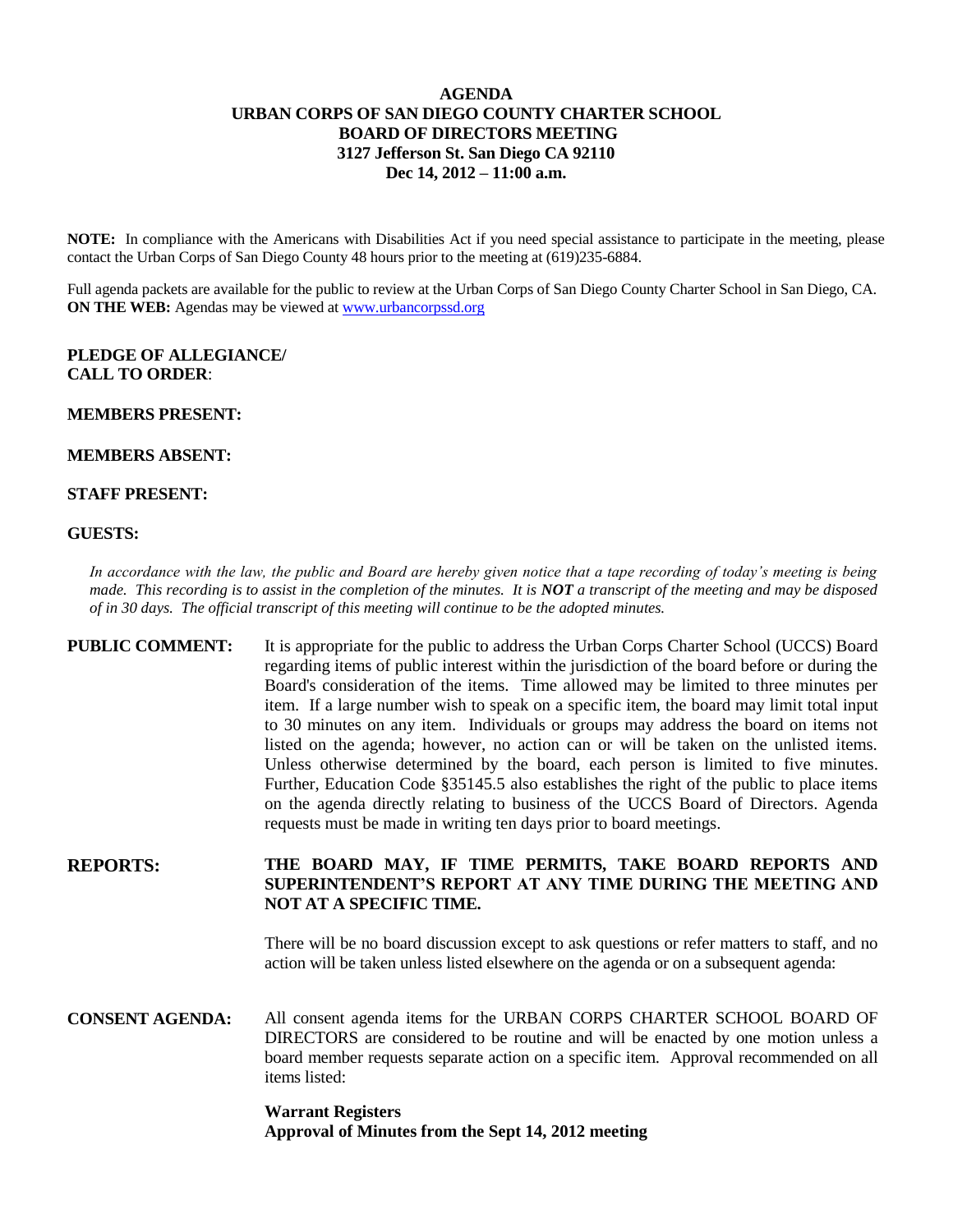**AGENDA**
**URBAN CORPS OF SAN DIEGO COUNTY CHARTER SCHOOL**
**BOARD OF DIRECTORS MEETING**
**3127 Jefferson St. San Diego CA 92110**
**Dec 14, 2012 – 11:00 a.m.**

**NOTE:** In compliance with the Americans with Disabilities Act if you need special assistance to participate in the meeting, please contact the Urban Corps of San Diego County 48 hours prior to the meeting at (619)235-6884.

Full agenda packets are available for the public to review at the Urban Corps of San Diego County Charter School in San Diego, CA. **ON THE WEB:** Agendas may be viewed at [www.urbancorpssd.org](http://www.urbancorpssd.org)

**PLEDGE OF ALLEGIANCE/ CALL TO ORDER**:

**MEMBERS PRESENT:**

**MEMBERS ABSENT:**

**STAFF PRESENT:**

**GUESTS:**

*In accordance with the law, the public and Board are hereby given notice that a tape recording of today's meeting is being made. This recording is to assist in the completion of the minutes. It is **NOT** a transcript of the meeting and may be disposed of in 30 days. The official transcript of this meeting will continue to be the adopted minutes.*

**PUBLIC COMMENT:** It is appropriate for the public to address the Urban Corps Charter School (UCCS) Board regarding items of public interest within the jurisdiction of the board before or during the Board's consideration of the items. Time allowed may be limited to three minutes per item. If a large number wish to speak on a specific item, the board may limit total input to 30 minutes on any item. Individuals or groups may address the board on items not listed on the agenda; however, no action can or will be taken on the unlisted items. Unless otherwise determined by the board, each person is limited to five minutes. Further, Education Code §35145.5 also establishes the right of the public to place items on the agenda directly relating to business of the UCCS Board of Directors. Agenda requests must be made in writing ten days prior to board meetings.

**REPORTS:** **THE BOARD MAY, IF TIME PERMITS, TAKE BOARD REPORTS AND SUPERINTENDENT'S REPORT AT ANY TIME DURING THE MEETING AND NOT AT A SPECIFIC TIME.**

There will be no board discussion except to ask questions or refer matters to staff, and no action will be taken unless listed elsewhere on the agenda or on a subsequent agenda:

**CONSENT AGENDA:** All consent agenda items for the URBAN CORPS CHARTER SCHOOL BOARD OF DIRECTORS are considered to be routine and will be enacted by one motion unless a board member requests separate action on a specific item. Approval recommended on all items listed:

**Warrant Registers**
**Approval of Minutes from the Sept 14, 2012 meeting**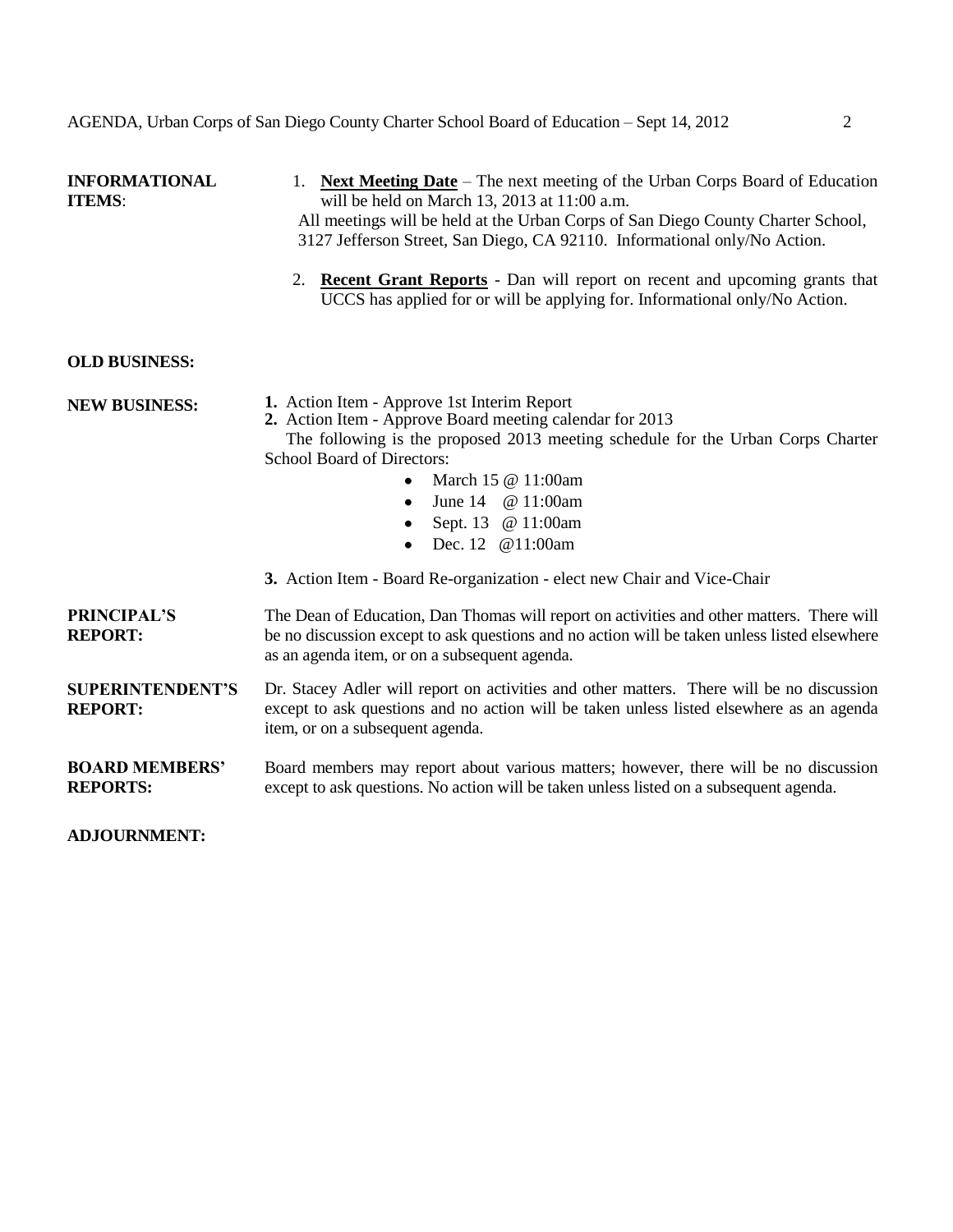**INFORMATIONAL ITEMS:**

1. **Next Meeting Date** – The next meeting of the Urban Corps Board of Education will be held on March 13, 2013 at 11:00 a.m.

All meetings will be held at the Urban Corps of San Diego County Charter School, 3127 Jefferson Street, San Diego, CA 92110. Informational only/No Action.

2. **Recent Grant Reports** - Dan will report on recent and upcoming grants that UCCS has applied for or will be applying for. Informational only/No Action.

**OLD BUSINESS:**

**NEW BUSINESS:**

**1.** Action Item - Approve 1st Interim Report

**2.** Action Item - Approve Board meeting calendar for 2013

The following is the proposed 2013 meeting schedule for the Urban Corps Charter School Board of Directors:

- March 15 @ 11:00am
- June 14 @ 11:00am
- Sept. 13 @ 11:00am
- Dec. 12 @11:00am

**3.** Action Item - Board Re-organization - elect new Chair and Vice-Chair

**PRINCIPAL'S REPORT:**

The Dean of Education, Dan Thomas will report on activities and other matters. There will be no discussion except to ask questions and no action will be taken unless listed elsewhere as an agenda item, or on a subsequent agenda.

**SUPERINTENDENT'S REPORT:**

Dr. Stacey Adler will report on activities and other matters. There will be no discussion except to ask questions and no action will be taken unless listed elsewhere as an agenda item, or on a subsequent agenda.

**BOARD MEMBERS' REPORTS:**

Board members may report about various matters; however, there will be no discussion except to ask questions. No action will be taken unless listed on a subsequent agenda.

**ADJOURNMENT:**